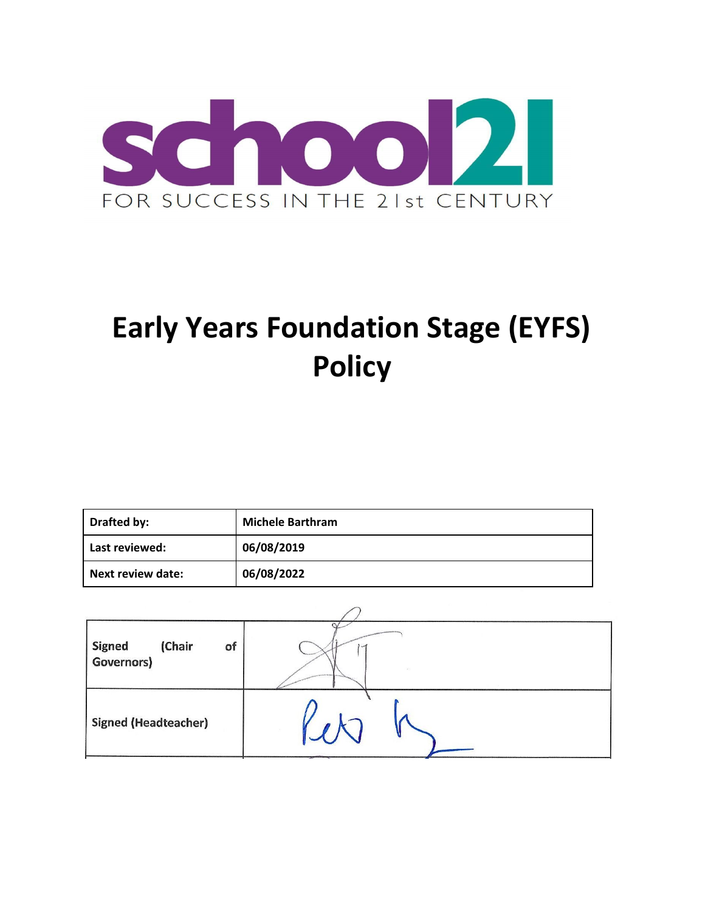school21

FOR SUCCESS IN THE 21st CENTURY

# Early Years Foundation Stage (EYFS) Policy

| **Drafted by:** | **Michele Barthram** |
|---|---|
| **Last reviewed:** | **06/08/2019** |
| **Next review date:** | **06/08/2022** |

| | |
|---|---|
| Signed (Chair of Governors) | |
| Signed (Headteacher) | |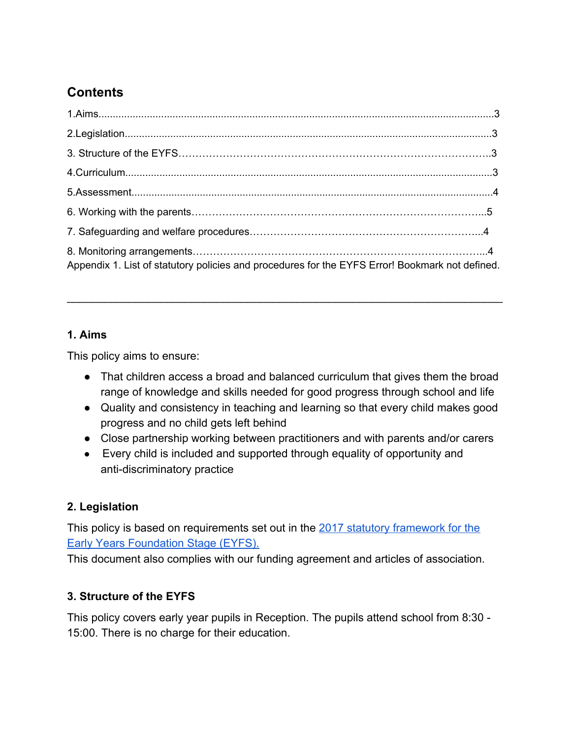## Contents

1.Aims.........................................................................................................................................3

2.Legislation................................................................................................................................3

3. Structure of the EYFS…………………………………………………………………………….3

4.Curriculum................................................................................................................................3

5.Assessment...............................................................................................................................4

6. Working with the parents…………………………………………………………………………..5

7. Safeguarding and welfare procedures……………………………………………………………...4

8. Monitoring arrangements………………………………………………………………………...4
Appendix 1. List of statutory policies and procedures for the EYFS Error! Bookmark not defined.

---

### 1. Aims

This policy aims to ensure:

- That children access a broad and balanced curriculum that gives them the broad range of knowledge and skills needed for good progress through school and life
- Quality and consistency in teaching and learning so that every child makes good progress and no child gets left behind
- Close partnership working between practitioners and with parents and/or carers
- Every child is included and supported through equality of opportunity and anti-discriminatory practice

### 2. Legislation

This policy is based on requirements set out in the [2017 statutory framework for the Early Years Foundation Stage (EYFS).](#)
This document also complies with our funding agreement and articles of association.

### 3. Structure of the EYFS

This policy covers early year pupils in Reception. The pupils attend school from 8:30 - 15:00. There is no charge for their education.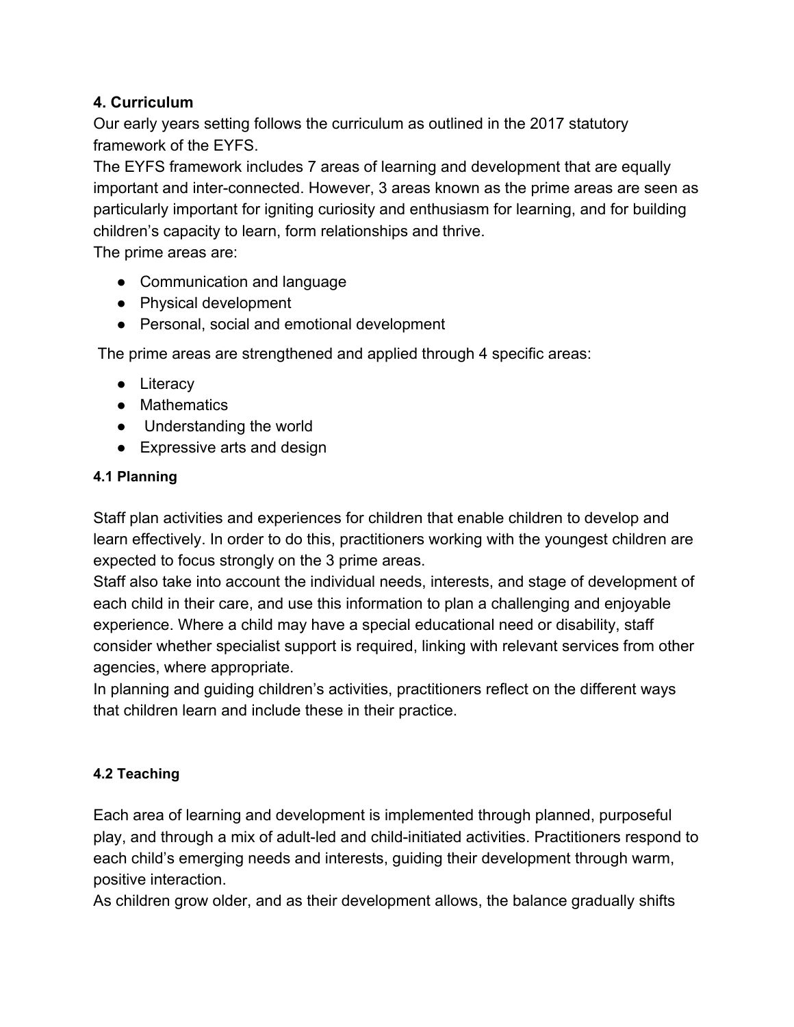## 4. Curriculum

Our early years setting follows the curriculum as outlined in the 2017 statutory framework of the EYFS.

The EYFS framework includes 7 areas of learning and development that are equally important and inter-connected. However, 3 areas known as the prime areas are seen as particularly important for igniting curiosity and enthusiasm for learning, and for building children's capacity to learn, form relationships and thrive.

The prime areas are:

- Communication and language
- Physical development
- Personal, social and emotional development

The prime areas are strengthened and applied through 4 specific areas:

- Literacy
- Mathematics
- Understanding the world
- Expressive arts and design

### 4.1 Planning

Staff plan activities and experiences for children that enable children to develop and learn effectively. In order to do this, practitioners working with the youngest children are expected to focus strongly on the 3 prime areas.

Staff also take into account the individual needs, interests, and stage of development of each child in their care, and use this information to plan a challenging and enjoyable experience. Where a child may have a special educational need or disability, staff consider whether specialist support is required, linking with relevant services from other agencies, where appropriate.

In planning and guiding children's activities, practitioners reflect on the different ways that children learn and include these in their practice.

### 4.2 Teaching

Each area of learning and development is implemented through planned, purposeful play, and through a mix of adult-led and child-initiated activities. Practitioners respond to each child's emerging needs and interests, guiding their development through warm, positive interaction.

As children grow older, and as their development allows, the balance gradually shifts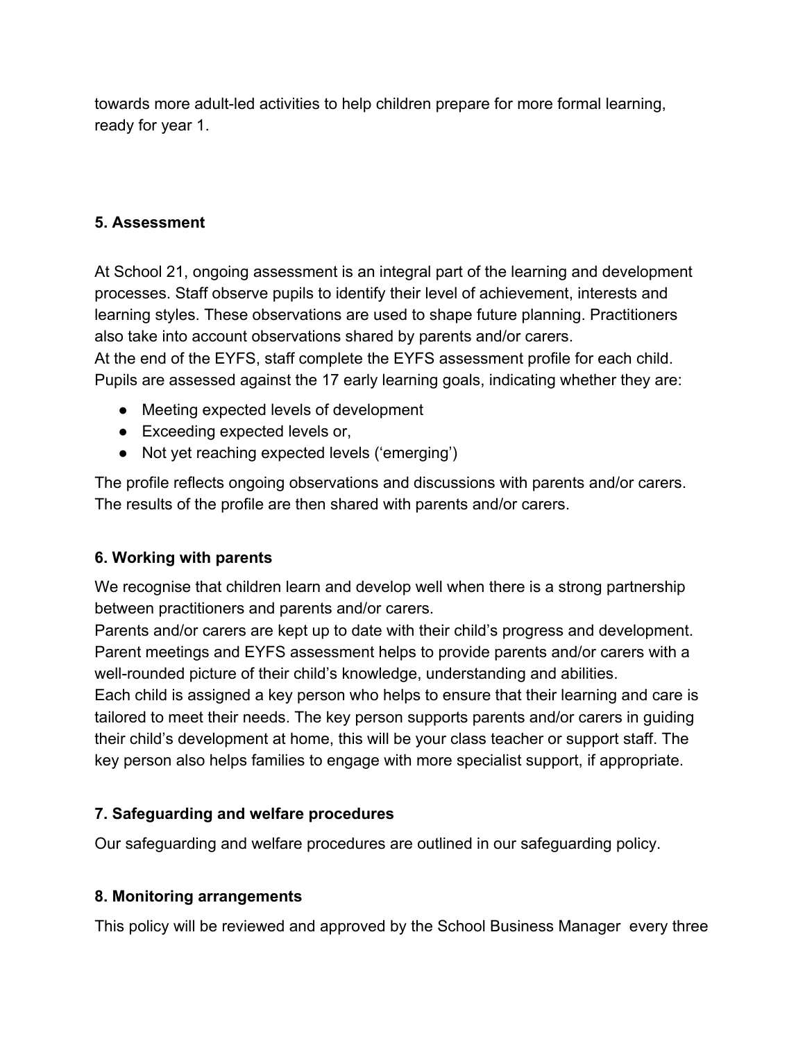towards more adult-led activities to help children prepare for more formal learning, ready for year 1.

### 5. Assessment

At School 21, ongoing assessment is an integral part of the learning and development processes. Staff observe pupils to identify their level of achievement, interests and learning styles. These observations are used to shape future planning. Practitioners also take into account observations shared by parents and/or carers.
At the end of the EYFS, staff complete the EYFS assessment profile for each child. Pupils are assessed against the 17 early learning goals, indicating whether they are:

- Meeting expected levels of development
- Exceeding expected levels or,
- Not yet reaching expected levels ('emerging')

The profile reflects ongoing observations and discussions with parents and/or carers. The results of the profile are then shared with parents and/or carers.

### 6. Working with parents

We recognise that children learn and develop well when there is a strong partnership between practitioners and parents and/or carers.
Parents and/or carers are kept up to date with their child's progress and development. Parent meetings and EYFS assessment helps to provide parents and/or carers with a well-rounded picture of their child's knowledge, understanding and abilities.
Each child is assigned a key person who helps to ensure that their learning and care is tailored to meet their needs. The key person supports parents and/or carers in guiding their child's development at home, this will be your class teacher or support staff. The key person also helps families to engage with more specialist support, if appropriate.

### 7. Safeguarding and welfare procedures

Our safeguarding and welfare procedures are outlined in our safeguarding policy.

### 8. Monitoring arrangements

This policy will be reviewed and approved by the School Business Manager every three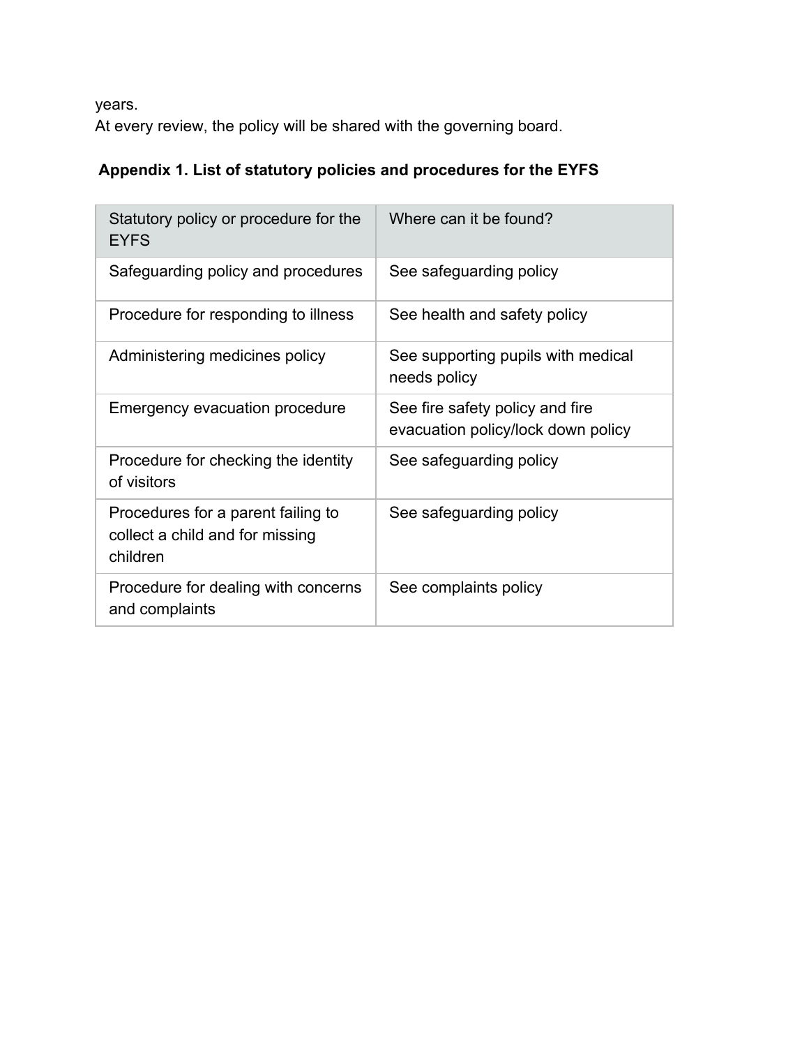years.
At every review, the policy will be shared with the governing board.

**Appendix 1. List of statutory policies and procedures for the EYFS**

| Statutory policy or procedure for the EYFS | Where can it be found? |
| --- | --- |
| Safeguarding policy and procedures | See safeguarding policy |
| Procedure for responding to illness | See health and safety policy |
| Administering medicines policy | See supporting pupils with medical needs policy |
| Emergency evacuation procedure | See fire safety policy and fire evacuation policy/lock down policy |
| Procedure for checking the identity of visitors | See safeguarding policy |
| Procedures for a parent failing to collect a child and for missing children | See safeguarding policy |
| Procedure for dealing with concerns and complaints | See complaints policy |